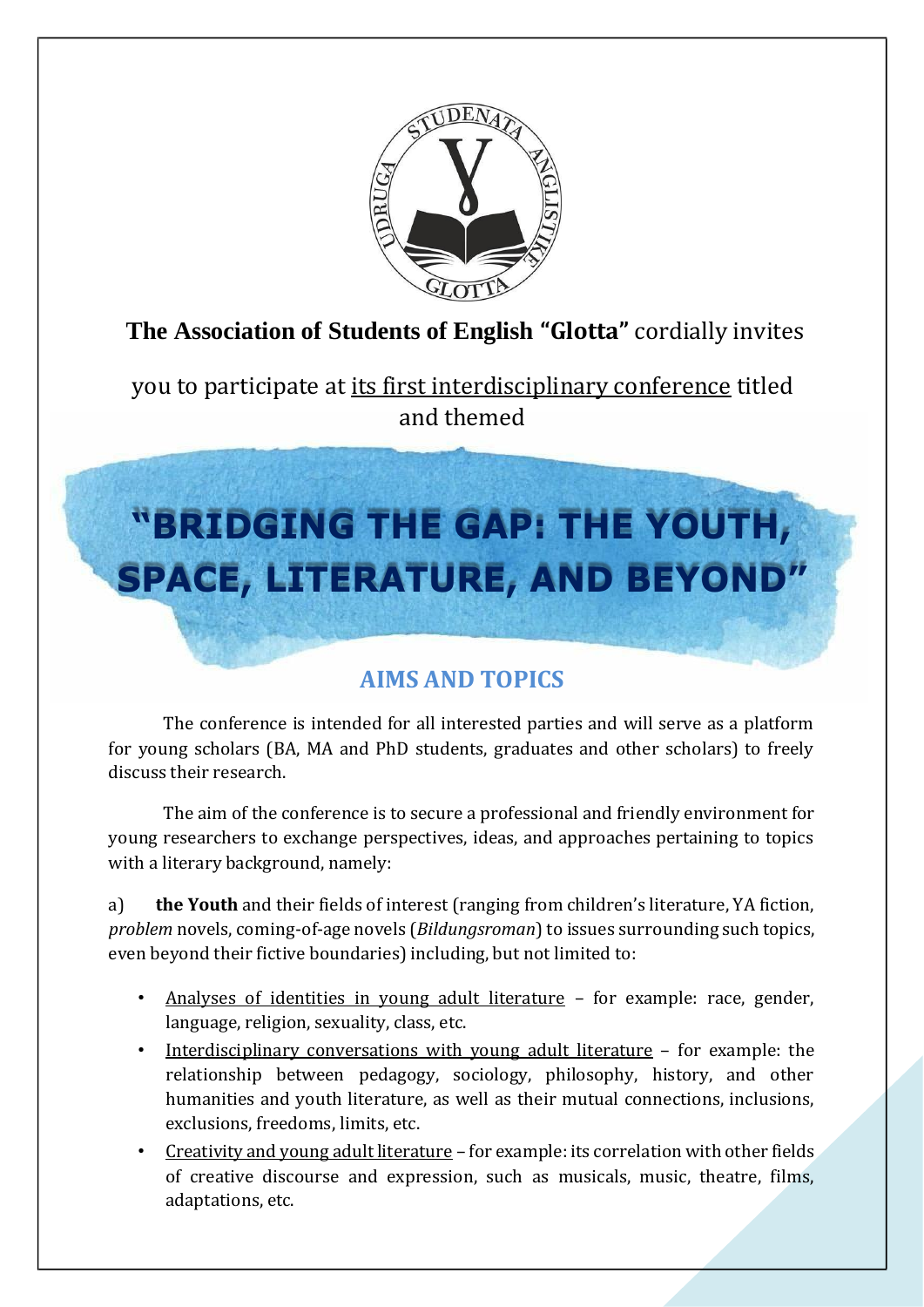**The Association of Students of English "Glotta"** cordially invites

you to participate at its first interdisciplinary conference titled and themed

# "BRIDGING THE GAP: THE YOUTH, SPACE, LITERATURE, AND BEYOND"

## AIMS AND TOPICS

The conference is intended for all interested parties and will serve as a platform for young scholars (BA, MA and PhD students, graduates and other scholars) to freely discuss their research.

The aim of the conference is to secure a professional and friendly environment for young researchers to exchange perspectives, ideas, and approaches pertaining to topics with a literary background, namely:

a) **the Youth** and their fields of interest (ranging from children's literature, YA fiction, *problem* novels, coming-of-age novels (*Bildungsroman*) to issues surrounding such topics, even beyond their fictive boundaries) including, but not limited to:

- Analyses of identities in young adult literature – for example: race, gender, language, religion, sexuality, class, etc.
- Interdisciplinary conversations with young adult literature – for example: the relationship between pedagogy, sociology, philosophy, history, and other humanities and youth literature, as well as their mutual connections, inclusions, exclusions, freedoms, limits, etc.
- Creativity and young adult literature – for example: its correlation with other fields of creative discourse and expression, such as musicals, music, theatre, films, adaptations, etc.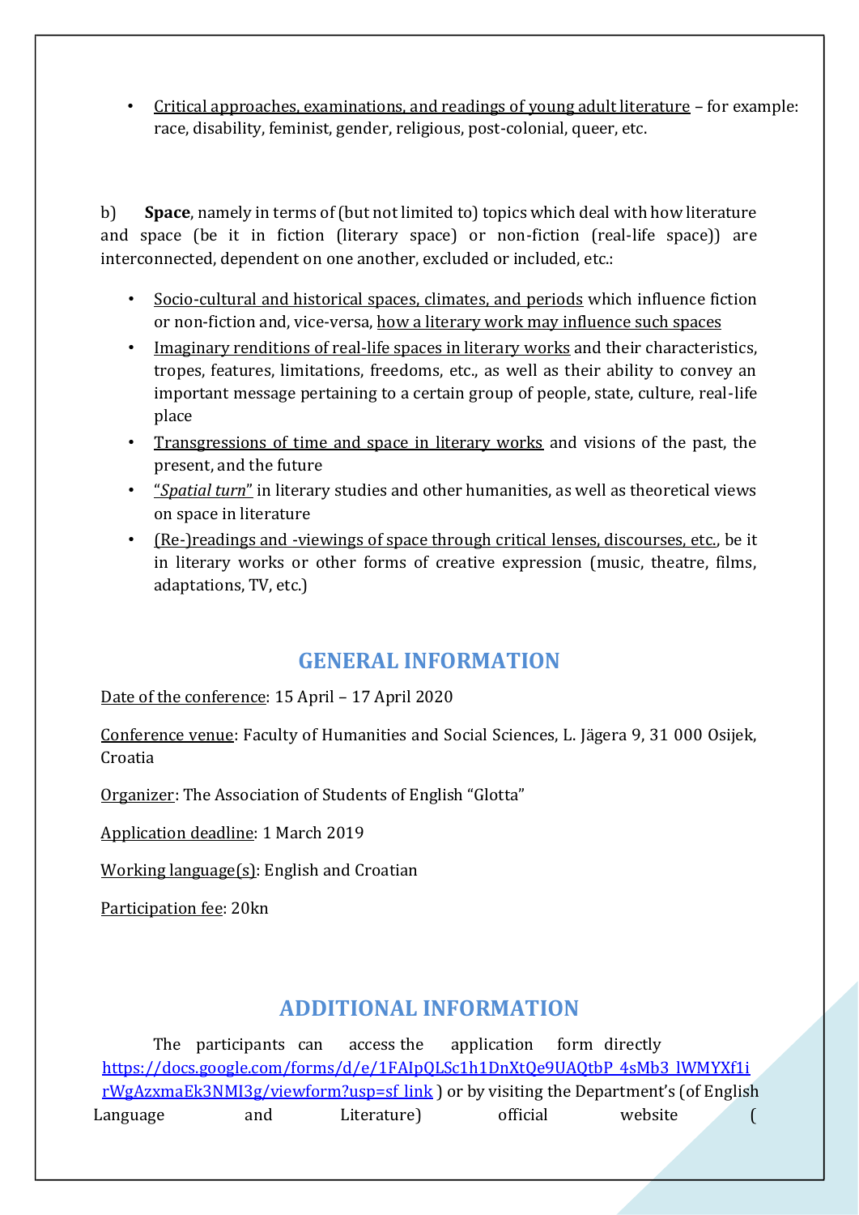- Critical approaches, examinations, and readings of young adult literature – for example: race, disability, feminist, gender, religious, post-colonial, queer, etc.

b) **Space**, namely in terms of (but not limited to) topics which deal with how literature and space (be it in fiction (literary space) or non-fiction (real-life space)) are interconnected, dependent on one another, excluded or included, etc.:

- Socio-cultural and historical spaces, climates, and periods which influence fiction or non-fiction and, vice-versa, how a literary work may influence such spaces
- Imaginary renditions of real-life spaces in literary works and their characteristics, tropes, features, limitations, freedoms, etc., as well as their ability to convey an important message pertaining to a certain group of people, state, culture, real-life place
- Transgressions of time and space in literary works and visions of the past, the present, and the future
- "*Spatial turn*" in literary studies and other humanities, as well as theoretical views on space in literature
- (Re-)readings and -viewings of space through critical lenses, discourses, etc., be it in literary works or other forms of creative expression (music, theatre, films, adaptations, TV, etc.)

## GENERAL INFORMATION

Date of the conference: 15 April – 17 April 2020

Conference venue: Faculty of Humanities and Social Sciences, L. Jägera 9, 31 000 Osijek, Croatia

Organizer: The Association of Students of English "Glotta"

Application deadline: 1 March 2019

Working language(s): English and Croatian

Participation fee: 20kn

## ADDITIONAL INFORMATION

The participants can access the application form directly https://docs.google.com/forms/d/e/1FAIpQLSc1h1DnXtQe9UAQtbP_4sMb3_lWMYXf1irWgAzxmaEk3NMI3g/viewform?usp=sf_link ) or by visiting the Department's (of English Language and Literature) official website (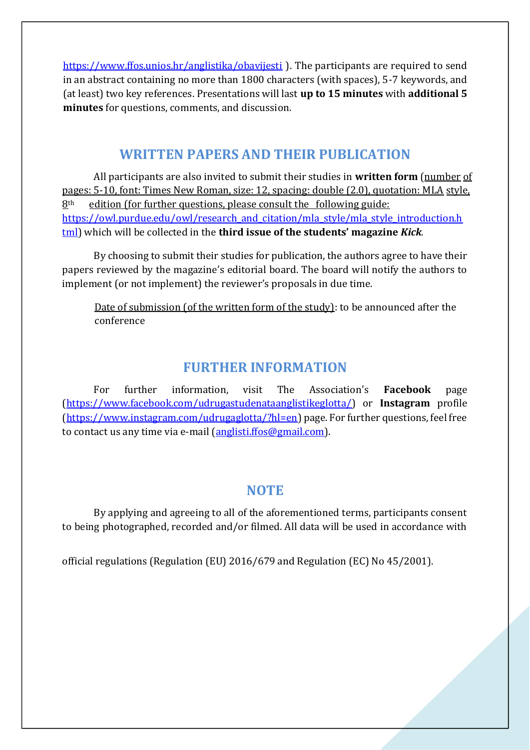https://www.ffos.unios.hr/anglistika/obavijesti ). The participants are required to send in an abstract containing no more than 1800 characters (with spaces), 5-7 keywords, and (at least) two key references. Presentations will last **up to 15 minutes** with **additional 5 minutes** for questions, comments, and discussion.

## WRITTEN PAPERS AND THEIR PUBLICATION

All participants are also invited to submit their studies in **written form** (number of pages: 5-10, font: Times New Roman, size: 12, spacing: double (2.0), quotation: MLA style, 8th edition (for further questions, please consult the following guide: https://owl.purdue.edu/owl/research_and_citation/mla_style/mla_style_introduction.html) which will be collected in the **third issue of the students' magazine *Kick***.

By choosing to submit their studies for publication, the authors agree to have their papers reviewed by the magazine's editorial board. The board will notify the authors to implement (or not implement) the reviewer's proposals in due time.

Date of submission (of the written form of the study): to be announced after the conference

## FURTHER INFORMATION

For further information, visit The Association's **Facebook** page (https://www.facebook.com/udrugastudenataanglistikeglotta/) or **Instagram** profile (https://www.instagram.com/udrugaglotta/?hl=en) page. For further questions, feel free to contact us any time via e-mail (anglisti.ffos@gmail.com).

## NOTE

By applying and agreeing to all of the aforementioned terms, participants consent to being photographed, recorded and/or filmed. All data will be used in accordance with official regulations (Regulation (EU) 2016/679 and Regulation (EC) No 45/2001).